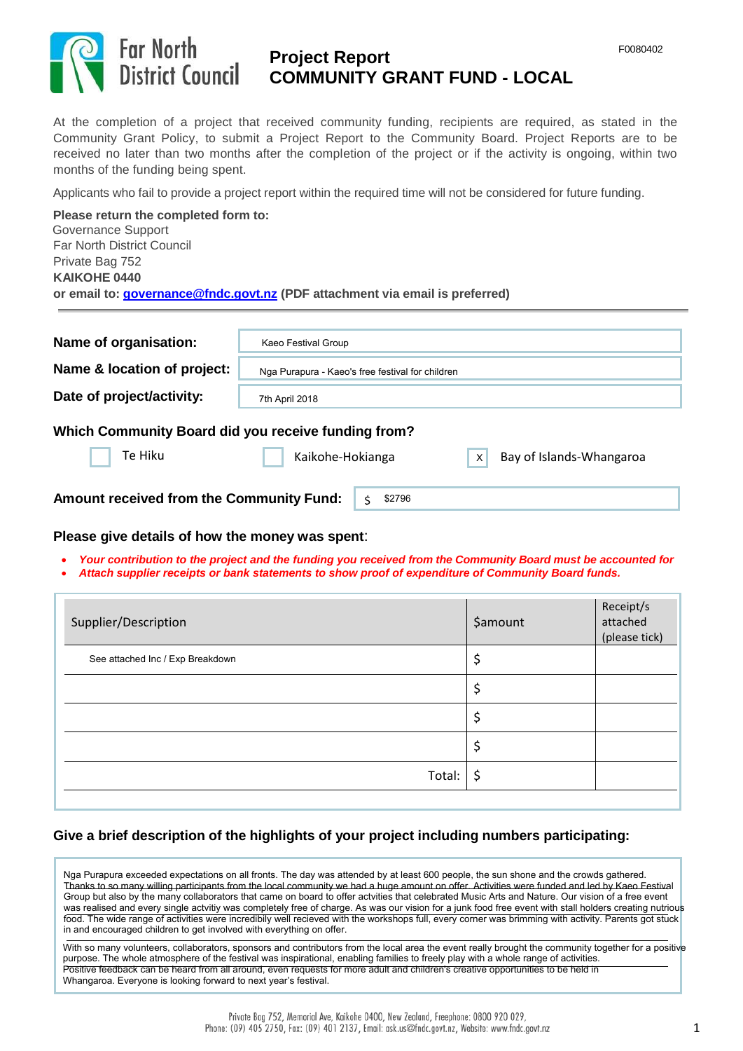F0080402

# Project Report
## COMMUNITY GRANT FUND - LOCAL

Far North District Council

At the completion of a project that received community funding, recipients are required, as stated in the Community Grant Policy, to submit a Project Report to the Community Board. Project Reports are to be received no later than two months after the completion of the project or if the activity is ongoing, within two months of the funding being spent.

Applicants who fail to provide a project report within the required time will not be considered for future funding.

**Please return the completed form to:**
Governance Support
Far North District Council
Private Bag 752
**KAIKOHE 0440**
**or email to: governance@fndc.govt.nz (PDF attachment via email is preferred)**

| | |
|---|---|
| **Name of organisation:** | Kaeo Festival Group |
| **Name & location of project:** | Nga Purapura - Kaeo's free festival for children |
| **Date of project/activity:** | 7th April 2018 |

**Which Community Board did you receive funding from?**

- [ ] Te Hiku
- [ ] Kaikohe-Hokianga
- [x] Bay of Islands-Whangaroa

**Amount received from the Community Fund:** $ $2796

**Please give details of how the money was spent**:

- ***Your contribution to the project and the funding you received from the Community Board must be accounted for***
- ***Attach supplier receipts or bank statements to show proof of expenditure of Community Board funds.***

| Supplier/Description | $amount | Receipt/s attached (please tick) |
|---|---|---|
| See attached Inc / Exp Breakdown | $ | |
| | $ | |
| | $ | |
| | $ | |
| Total: | $ | |

**Give a brief description of the highlights of your project including numbers participating:**

Nga Purapura exceeded expectations on all fronts. The day was attended by at least 600 people, the sun shone and the crowds gathered. Thanks to so many willing participants from the local community we had a huge amount on offer. Activities were funded and led by Kaeo Festival Group but also by the many collaborators that came on board to offer actvities that celebrated Music Arts and Nature. Our vision of a free event was realised and every single actvitiy was completely free of charge. As was our vision for a junk food free event with stall holders creating nutrious food. The wide range of activities were incredibily well recieved with the workshops full, every corner was brimming with activity. Parents got stuck in and encouraged children to get involved with everything on offer.

With so many volunteers, collaborators, sponsors and contributors from the local area the event really brought the community together for a positive purpose. The whole atmosphere of the festival was inspirational, enabling families to freely play with a whole range of activities. Positive feedback can be heard from all around, even requests for more adult and children's creative opportunities to be held in Whangaroa. Everyone is looking forward to next year's festival.

Private Bag 752, Memorial Ave, Kaikohe 0400, New Zealand, Freephone: 0800 920 029, Phone: (09) 405 2750, Fax: (09) 401 2137, Email: ask.us@fndc.govt.nz, Website: www.fndc.govt.nz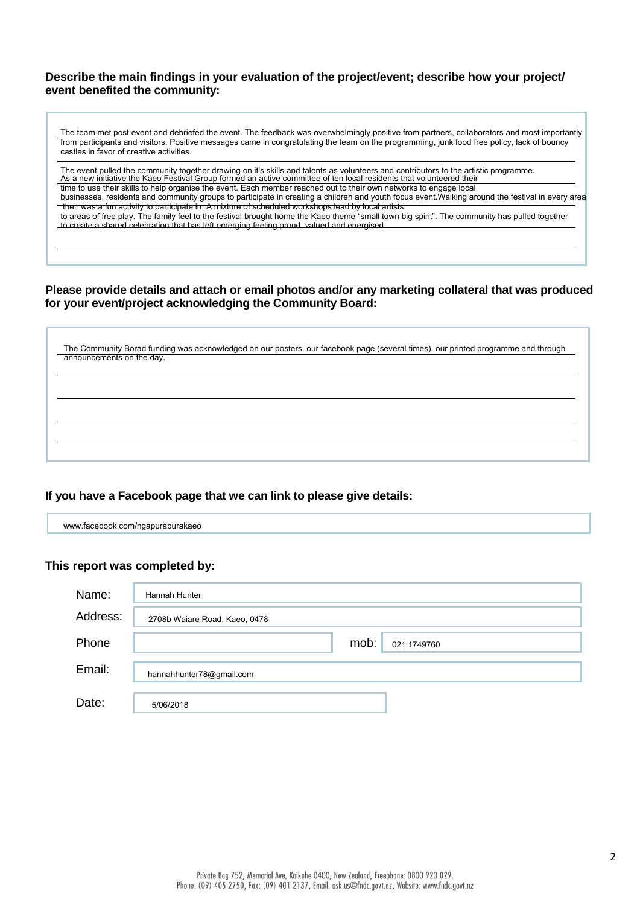**Describe the main findings in your evaluation of the project/event; describe how your project/ event benefited the community:**

The team met post event and debriefed the event. The feedback was overwhelmingly positive from partners, collaborators and most importantly from participants and visitors. Positive messages came in congratulating the team on the programming, junk food free policy, lack of bouncy castles in favor of creative activities.

The event pulled the community together drawing on it's skills and talents as volunteers and contributors to the artistic programme. As a new initiative the Kaeo Festival Group formed an active committee of ten local residents that volunteered their time to use their skills to help organise the event. Each member reached out to their own networks to engage local businesses, residents and community groups to participate in creating a children and youth focus event.Walking around the festival in every area their was a fun activity to participate in. A mixture of scheduled workshops lead by local artists. to areas of free play. The family feel to the festival brought home the Kaeo theme "small town big spirit". The community has pulled together to create a shared celebration that has left emerging feeling proud, valued and energised.

**Please provide details and attach or email photos and/or any marketing collateral that was produced for your event/project acknowledging the Community Board:**

The Community Borad funding was acknowledged on our posters, our facebook page (several times), our printed programme and through announcements on the day.

**If you have a Facebook page that we can link to please give details:**

www.facebook.com/ngapurapurakaeo

**This report was completed by:**

| | |
|---|---|
| Name: | Hannah Hunter |
| Address: | 2708b Waiare Road, Kaeo, 0478 |
| Phone | mob: 021 1749760 |
| Email: | hannahhunter78@gmail.com |
| Date: | 5/06/2018 |

Private Bag 752, Memorial Ave, Kaikohe 0400, New Zealand, Freephone: 0800 920 029,
Phone: (09) 405 2750, Fax: (09) 401 2137, Email: ask.us@fndc.govt.nz, Website: www.fndc.govt.nz